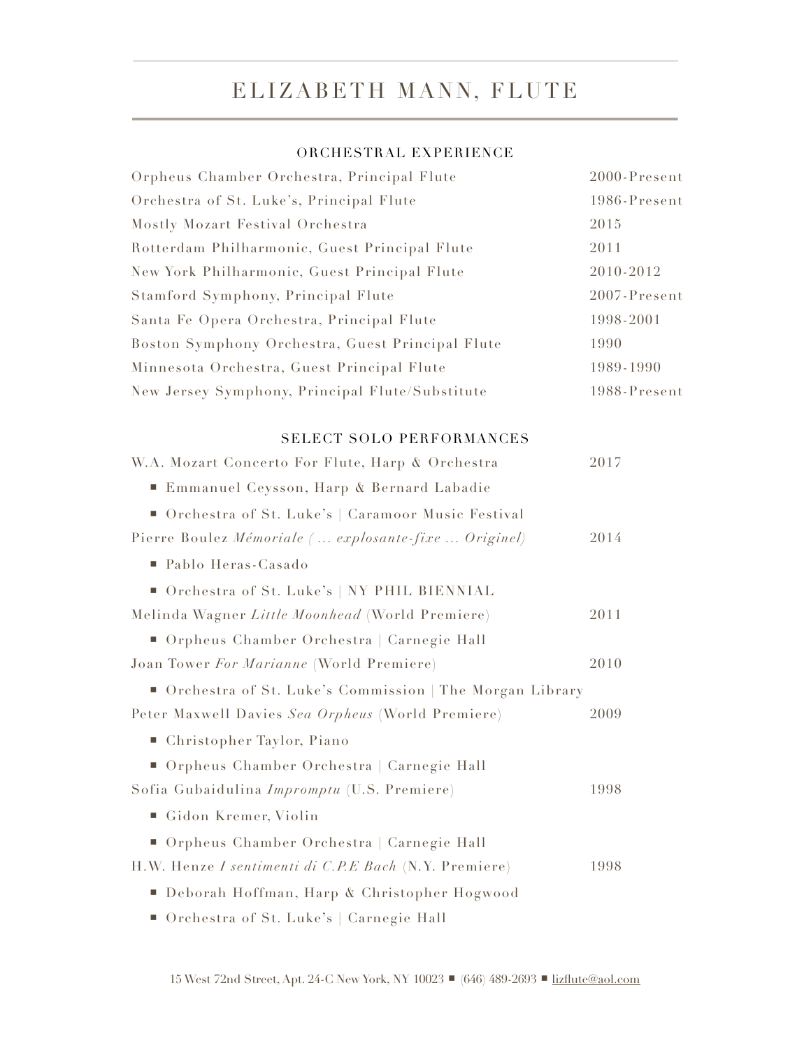# ELIZABETH MANN, FLUTE

## ORCHESTRAL EXPERIENCE

| | |
|---|---|
| Orpheus Chamber Orchestra, Principal Flute | 2000-Present |
| Orchestra of St. Luke's, Principal Flute | 1986-Present |
| Mostly Mozart Festival Orchestra | 2015 |
| Rotterdam Philharmonic, Guest Principal Flute | 2011 |
| New York Philharmonic, Guest Principal Flute | 2010-2012 |
| Stamford Symphony, Principal Flute | 2007-Present |
| Santa Fe Opera Orchestra, Principal Flute | 1998-2001 |
| Boston Symphony Orchestra, Guest Principal Flute | 1990 |
| Minnesota Orchestra, Guest Principal Flute | 1989-1990 |
| New Jersey Symphony, Principal Flute/Substitute | 1988-Present |

## SELECT SOLO PERFORMANCES

W.A. Mozart Concerto For Flute, Harp & Orchestra — 2017
- Emmanuel Ceysson, Harp & Bernard Labadie
- Orchestra of St. Luke's | Caramoor Music Festival

Pierre Boulez *Mémoriale ( ... explosante-fixe ... Originel)* — 2014
- Pablo Heras-Casado
- Orchestra of St. Luke's | NY PHIL BIENNIAL

Melinda Wagner *Little Moonhead* (World Premiere) — 2011
- Orpheus Chamber Orchestra | Carnegie Hall

Joan Tower *For Marianne* (World Premiere) — 2010
- Orchestra of St. Luke's Commission | The Morgan Library

Peter Maxwell Davies *Sea Orpheus* (World Premiere) — 2009
- Christopher Taylor, Piano
- Orpheus Chamber Orchestra | Carnegie Hall

Sofia Gubaidulina *Impromptu* (U.S. Premiere) — 1998
- Gidon Kremer, Violin
- Orpheus Chamber Orchestra | Carnegie Hall

H.W. Henze *I sentimenti di C.P.E Bach* (N.Y. Premiere) — 1998
- Deborah Hoffman, Harp & Christopher Hogwood
- Orchestra of St. Luke's | Carnegie Hall

15 West 72nd Street, Apt. 24-C New York, NY 10023 ■ (646) 489-2693 ■ lizflute@aol.com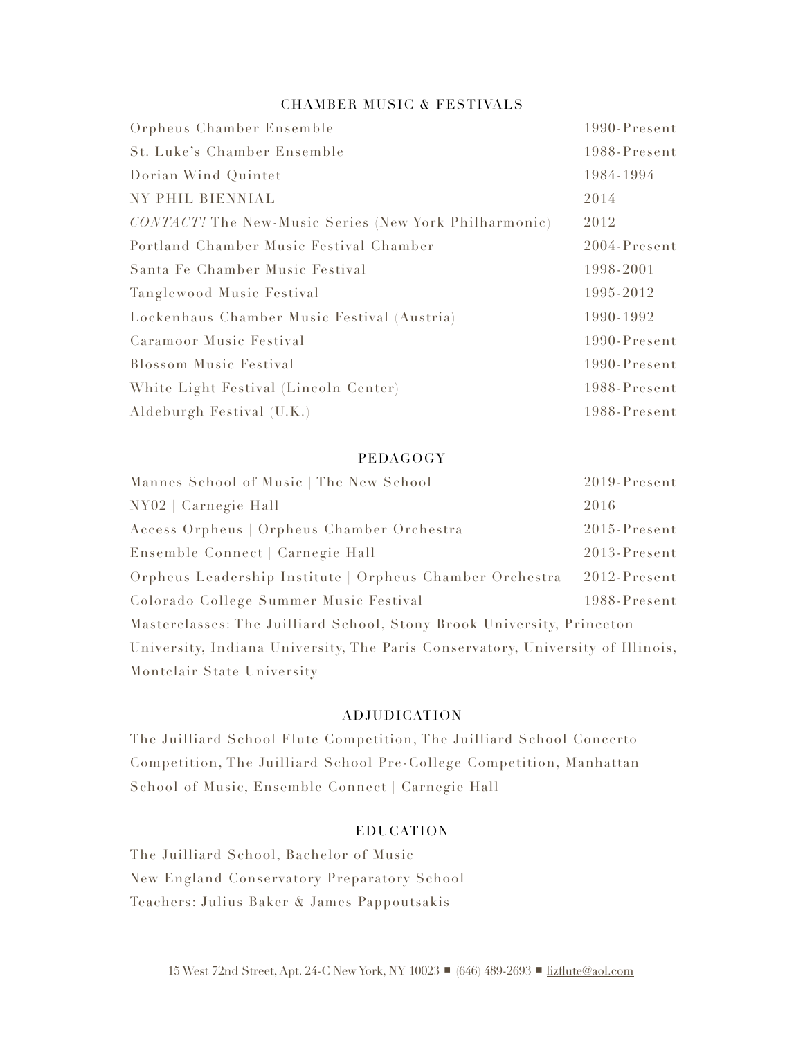## CHAMBER MUSIC & FESTIVALS

| | |
|---|---|
| Orpheus Chamber Ensemble | 1990-Present |
| St. Luke's Chamber Ensemble | 1988-Present |
| Dorian Wind Quintet | 1984-1994 |
| NY PHIL BIENNIAL | 2014 |
| *CONTACT!* The New-Music Series (New York Philharmonic) | 2012 |
| Portland Chamber Music Festival Chamber | 2004-Present |
| Santa Fe Chamber Music Festival | 1998-2001 |
| Tanglewood Music Festival | 1995-2012 |
| Lockenhaus Chamber Music Festival (Austria) | 1990-1992 |
| Caramoor Music Festival | 1990-Present |
| Blossom Music Festival | 1990-Present |
| White Light Festival (Lincoln Center) | 1988-Present |
| Aldeburgh Festival (U.K.) | 1988-Present |

## PEDAGOGY

| | |
|---|---|
| Mannes School of Music \| The New School | 2019-Present |
| NY02 \| Carnegie Hall | 2016 |
| Access Orpheus \| Orpheus Chamber Orchestra | 2015-Present |
| Ensemble Connect \| Carnegie Hall | 2013-Present |
| Orpheus Leadership Institute \| Orpheus Chamber Orchestra | 2012-Present |
| Colorado College Summer Music Festival | 1988-Present |

Masterclasses: The Juilliard School, Stony Brook University, Princeton University, Indiana University, The Paris Conservatory, University of Illinois, Montclair State University

## ADJUDICATION

The Juilliard School Flute Competition, The Juilliard School Concerto Competition, The Juilliard School Pre-College Competition, Manhattan School of Music, Ensemble Connect | Carnegie Hall

## EDUCATION

The Juilliard School, Bachelor of Music

New England Conservatory Preparatory School

Teachers: Julius Baker & James Pappoutsakis

15 West 72nd Street, Apt. 24-C New York, NY 10023 ■ (646) 489-2693 ■ lizflute@aol.com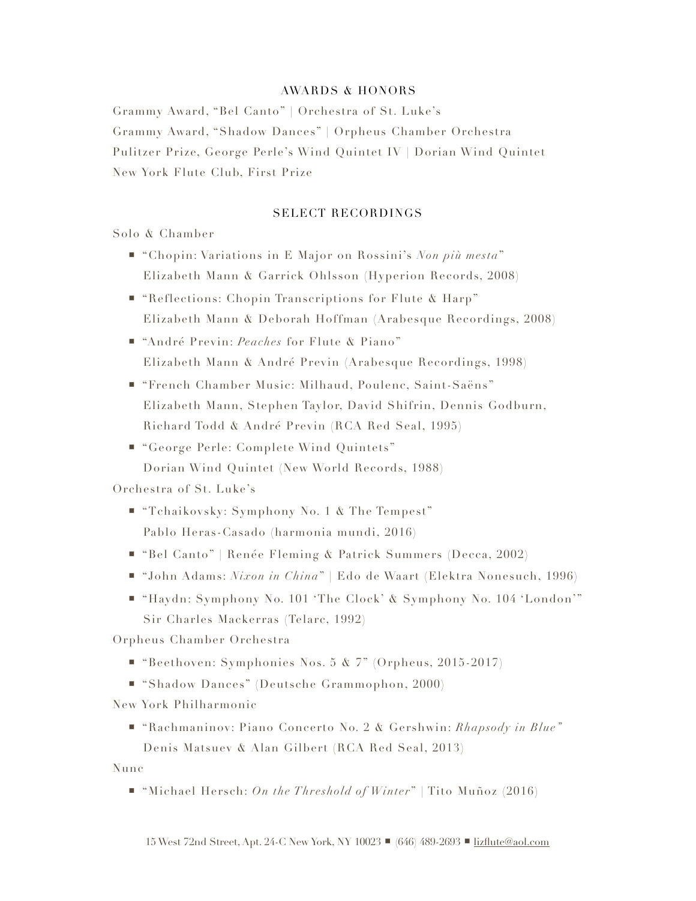## AWARDS & HONORS

Grammy Award, "Bel Canto" | Orchestra of St. Luke's

Grammy Award, "Shadow Dances" | Orpheus Chamber Orchestra

Pulitzer Prize, George Perle's Wind Quintet IV | Dorian Wind Quintet

New York Flute Club, First Prize

## SELECT RECORDINGS

Solo & Chamber

- "Chopin: Variations in E Major on Rossini's *Non più mesta*"
  Elizabeth Mann & Garrick Ohlsson (Hyperion Records, 2008)
- "Reflections: Chopin Transcriptions for Flute & Harp"
  Elizabeth Mann & Deborah Hoffman (Arabesque Recordings, 2008)
- "André Previn: *Peaches* for Flute & Piano"
  Elizabeth Mann & André Previn (Arabesque Recordings, 1998)
- "French Chamber Music: Milhaud, Poulenc, Saint-Saëns"
  Elizabeth Mann, Stephen Taylor, David Shifrin, Dennis Godburn, Richard Todd & André Previn (RCA Red Seal, 1995)
- "George Perle: Complete Wind Quintets"
  Dorian Wind Quintet (New World Records, 1988)

Orchestra of St. Luke's

- "Tchaikovsky: Symphony No. 1 & The Tempest"
  Pablo Heras-Casado (harmonia mundi, 2016)
- "Bel Canto" | Renée Fleming & Patrick Summers (Decca, 2002)
- "John Adams: *Nixon in China*" | Edo de Waart (Elektra Nonesuch, 1996)
- "Haydn: Symphony No. 101 'The Clock' & Symphony No. 104 'London'"
  Sir Charles Mackerras (Telarc, 1992)

Orpheus Chamber Orchestra

- "Beethoven: Symphonies Nos. 5 & 7" (Orpheus, 2015-2017)
- "Shadow Dances" (Deutsche Grammophon, 2000)

New York Philharmonic

- "Rachmaninov: Piano Concerto No. 2 & Gershwin: *Rhapsody in Blue*"
  Denis Matsuev & Alan Gilbert (RCA Red Seal, 2013)

Nunc

- "Michael Hersch: *On the Threshold of Winter*" | Tito Muñoz (2016)

15 West 72nd Street, Apt. 24-C New York, NY 10023 ■ (646) 489-2693 ■ lizflute@aol.com